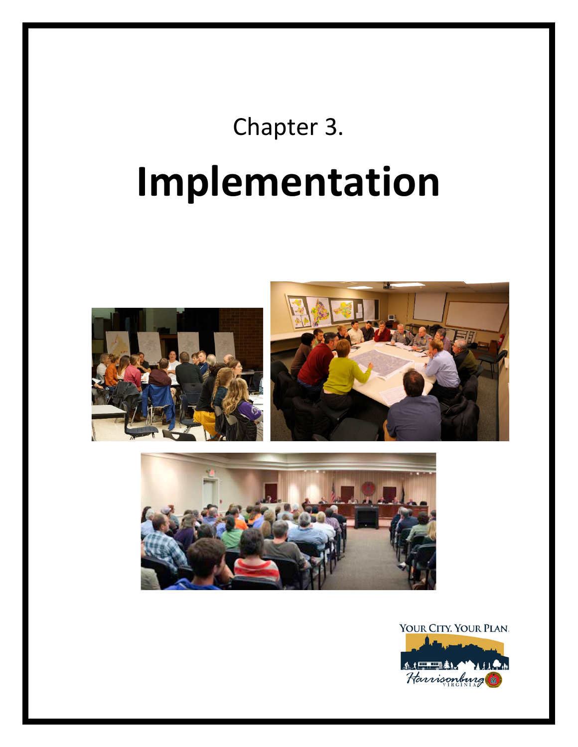Chapter 3.

# Implementation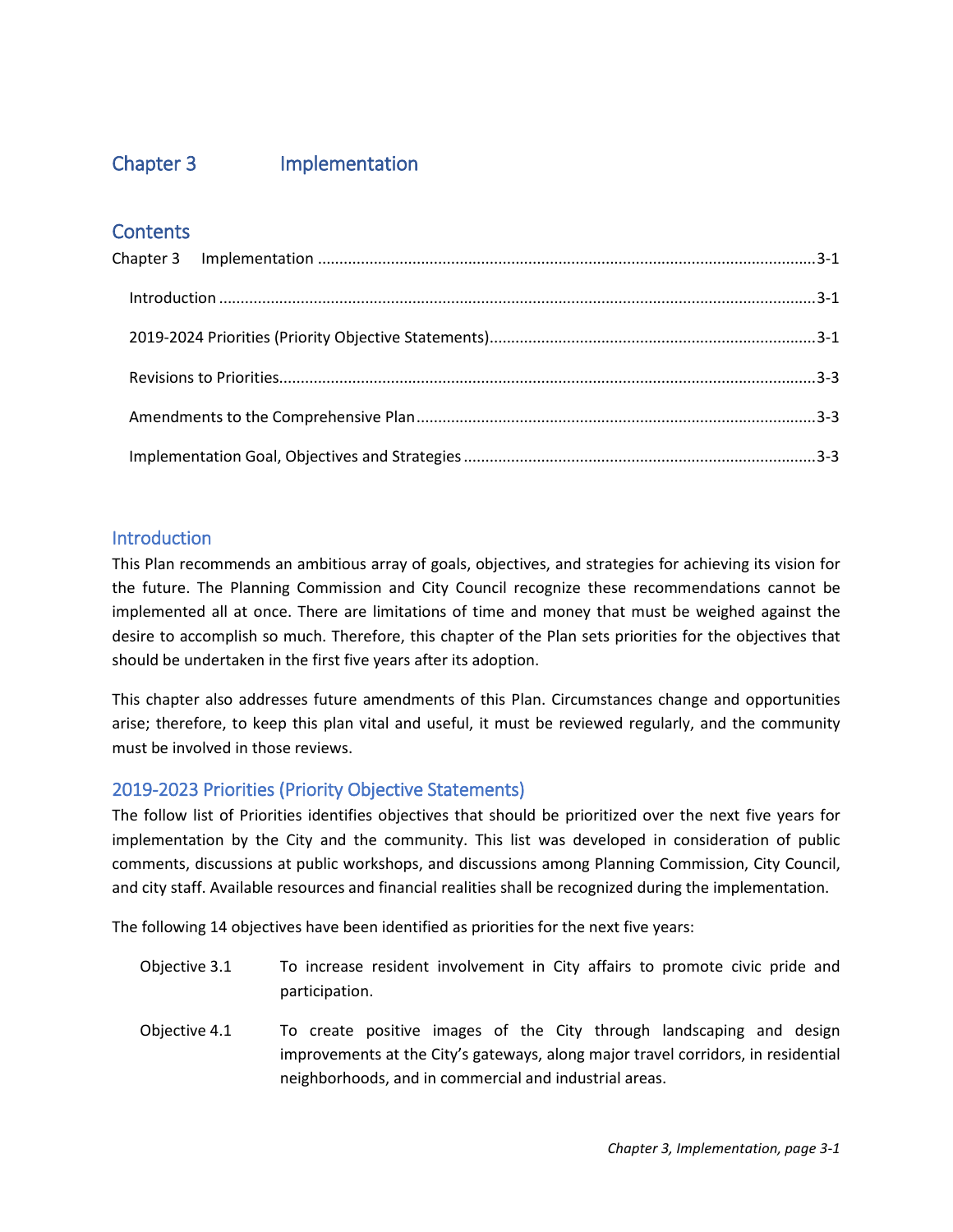# Chapter 3 Implementation

## Contents

Chapter 3 Implementation ..........3-1

- Introduction ..........3-1
- 2019-2024 Priorities (Priority Objective Statements)..........3-1
- Revisions to Priorities..........3-3
- Amendments to the Comprehensive Plan..........3-3
- Implementation Goal, Objectives and Strategies..........3-3

## Introduction

This Plan recommends an ambitious array of goals, objectives, and strategies for achieving its vision for the future. The Planning Commission and City Council recognize these recommendations cannot be implemented all at once. There are limitations of time and money that must be weighed against the desire to accomplish so much. Therefore, this chapter of the Plan sets priorities for the objectives that should be undertaken in the first five years after its adoption.

This chapter also addresses future amendments of this Plan. Circumstances change and opportunities arise; therefore, to keep this plan vital and useful, it must be reviewed regularly, and the community must be involved in those reviews.

## 2019-2023 Priorities (Priority Objective Statements)

The follow list of Priorities identifies objectives that should be prioritized over the next five years for implementation by the City and the community. This list was developed in consideration of public comments, discussions at public workshops, and discussions among Planning Commission, City Council, and city staff. Available resources and financial realities shall be recognized during the implementation.

The following 14 objectives have been identified as priorities for the next five years:

Objective 3.1 To increase resident involvement in City affairs to promote civic pride and participation.

Objective 4.1 To create positive images of the City through landscaping and design improvements at the City's gateways, along major travel corridors, in residential neighborhoods, and in commercial and industrial areas.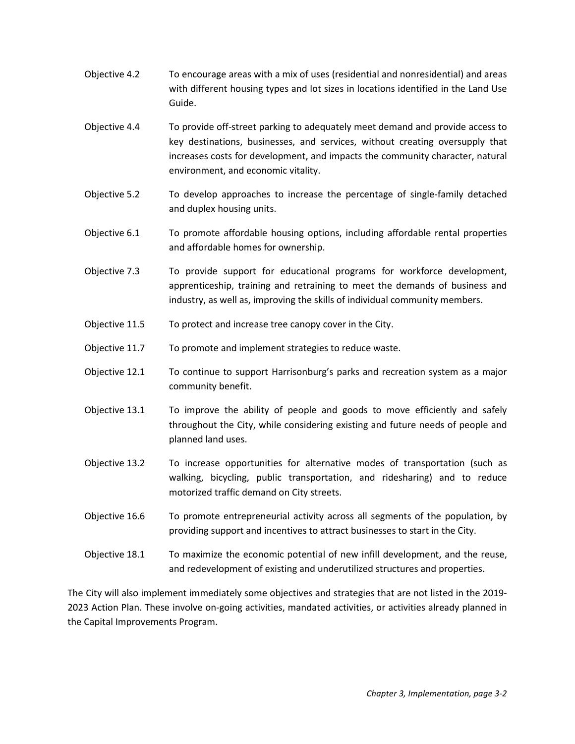Objective 4.2 To encourage areas with a mix of uses (residential and nonresidential) and areas with different housing types and lot sizes in locations identified in the Land Use Guide.

Objective 4.4 To provide off-street parking to adequately meet demand and provide access to key destinations, businesses, and services, without creating oversupply that increases costs for development, and impacts the community character, natural environment, and economic vitality.

Objective 5.2 To develop approaches to increase the percentage of single-family detached and duplex housing units.

Objective 6.1 To promote affordable housing options, including affordable rental properties and affordable homes for ownership.

Objective 7.3 To provide support for educational programs for workforce development, apprenticeship, training and retraining to meet the demands of business and industry, as well as, improving the skills of individual community members.

Objective 11.5 To protect and increase tree canopy cover in the City.

Objective 11.7 To promote and implement strategies to reduce waste.

Objective 12.1 To continue to support Harrisonburg's parks and recreation system as a major community benefit.

Objective 13.1 To improve the ability of people and goods to move efficiently and safely throughout the City, while considering existing and future needs of people and planned land uses.

Objective 13.2 To increase opportunities for alternative modes of transportation (such as walking, bicycling, public transportation, and ridesharing) and to reduce motorized traffic demand on City streets.

Objective 16.6 To promote entrepreneurial activity across all segments of the population, by providing support and incentives to attract businesses to start in the City.

Objective 18.1 To maximize the economic potential of new infill development, and the reuse, and redevelopment of existing and underutilized structures and properties.

The City will also implement immediately some objectives and strategies that are not listed in the 2019-2023 Action Plan. These involve on-going activities, mandated activities, or activities already planned in the Capital Improvements Program.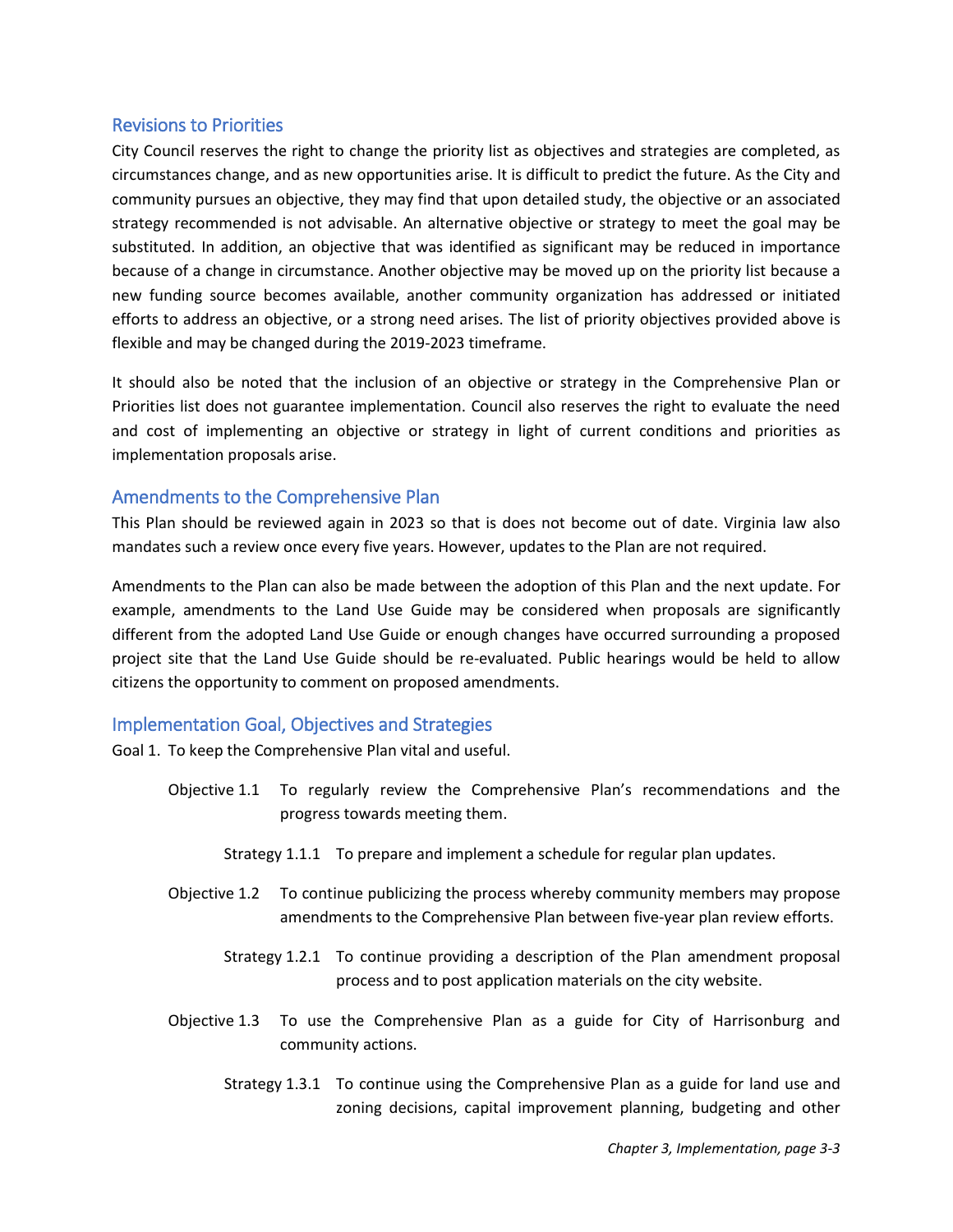## Revisions to Priorities

City Council reserves the right to change the priority list as objectives and strategies are completed, as circumstances change, and as new opportunities arise. It is difficult to predict the future. As the City and community pursues an objective, they may find that upon detailed study, the objective or an associated strategy recommended is not advisable. An alternative objective or strategy to meet the goal may be substituted. In addition, an objective that was identified as significant may be reduced in importance because of a change in circumstance. Another objective may be moved up on the priority list because a new funding source becomes available, another community organization has addressed or initiated efforts to address an objective, or a strong need arises. The list of priority objectives provided above is flexible and may be changed during the 2019-2023 timeframe.

It should also be noted that the inclusion of an objective or strategy in the Comprehensive Plan or Priorities list does not guarantee implementation. Council also reserves the right to evaluate the need and cost of implementing an objective or strategy in light of current conditions and priorities as implementation proposals arise.

## Amendments to the Comprehensive Plan

This Plan should be reviewed again in 2023 so that is does not become out of date. Virginia law also mandates such a review once every five years. However, updates to the Plan are not required.

Amendments to the Plan can also be made between the adoption of this Plan and the next update. For example, amendments to the Land Use Guide may be considered when proposals are significantly different from the adopted Land Use Guide or enough changes have occurred surrounding a proposed project site that the Land Use Guide should be re-evaluated. Public hearings would be held to allow citizens the opportunity to comment on proposed amendments.

## Implementation Goal, Objectives and Strategies

Goal 1. To keep the Comprehensive Plan vital and useful.

- Objective 1.1 To regularly review the Comprehensive Plan's recommendations and the progress towards meeting them.
  - Strategy 1.1.1 To prepare and implement a schedule for regular plan updates.
- Objective 1.2 To continue publicizing the process whereby community members may propose amendments to the Comprehensive Plan between five-year plan review efforts.
  - Strategy 1.2.1 To continue providing a description of the Plan amendment proposal process and to post application materials on the city website.
- Objective 1.3 To use the Comprehensive Plan as a guide for City of Harrisonburg and community actions.
  - Strategy 1.3.1 To continue using the Comprehensive Plan as a guide for land use and zoning decisions, capital improvement planning, budgeting and other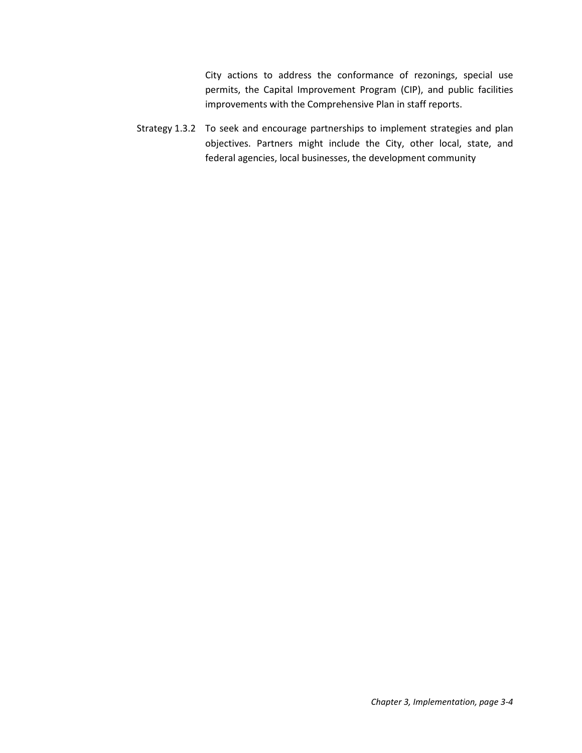City actions to address the conformance of rezonings, special use permits, the Capital Improvement Program (CIP), and public facilities improvements with the Comprehensive Plan in staff reports.

Strategy 1.3.2 To seek and encourage partnerships to implement strategies and plan objectives. Partners might include the City, other local, state, and federal agencies, local businesses, the development community